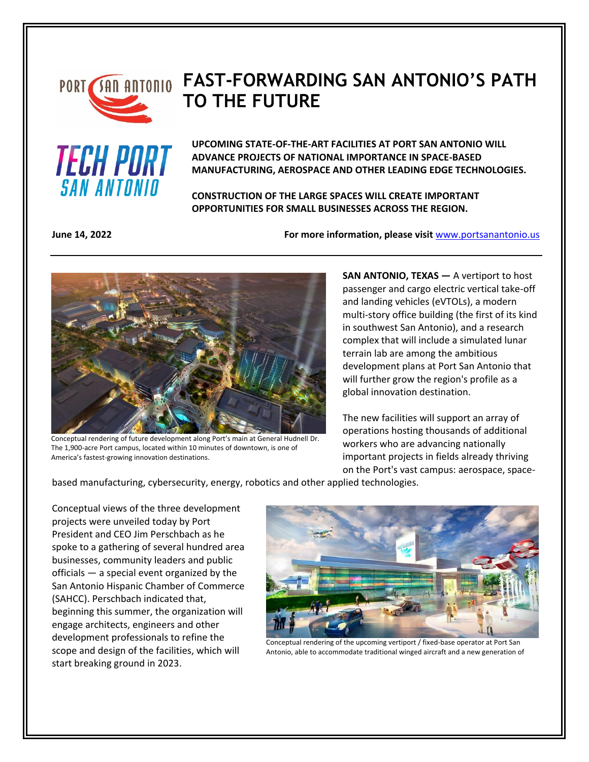# FAST-FORWARDING SAN ANTONIO'S PATH TO THE FUTURE

**UPCOMING STATE-OF-THE-ART FACILITIES AT PORT SAN ANTONIO WILL ADVANCE PROJECTS OF NATIONAL IMPORTANCE IN SPACE-BASED MANUFACTURING, AEROSPACE AND OTHER LEADING EDGE TECHNOLOGIES.**

**CONSTRUCTION OF THE LARGE SPACES WILL CREATE IMPORTANT OPPORTUNITIES FOR SMALL BUSINESSES ACROSS THE REGION.**

**June 14, 2022** **For more information, please visit** www.portsanantonio.us

---

Conceptual rendering of future development along Port's main at General Hudnell Dr. The 1,900-acre Port campus, located within 10 minutes of downtown, is one of America's fastest-growing innovation destinations.

**SAN ANTONIO, TEXAS —** A vertiport to host passenger and cargo electric vertical take-off and landing vehicles (eVTOLs), a modern multi-story office building (the first of its kind in southwest San Antonio), and a research complex that will include a simulated lunar terrain lab are among the ambitious development plans at Port San Antonio that will further grow the region's profile as a global innovation destination.

The new facilities will support an array of operations hosting thousands of additional workers who are advancing nationally important projects in fields already thriving on the Port's vast campus: aerospace, space-based manufacturing, cybersecurity, energy, robotics and other applied technologies.

Conceptual views of the three development projects were unveiled today by Port President and CEO Jim Perschbach as he spoke to a gathering of several hundred area businesses, community leaders and public officials — a special event organized by the San Antonio Hispanic Chamber of Commerce (SAHCC). Perschbach indicated that, beginning this summer, the organization will engage architects, engineers and other development professionals to refine the scope and design of the facilities, which will start breaking ground in 2023.

Conceptual rendering of the upcoming vertiport / fixed-base operator at Port San Antonio, able to accommodate traditional winged aircraft and a new generation of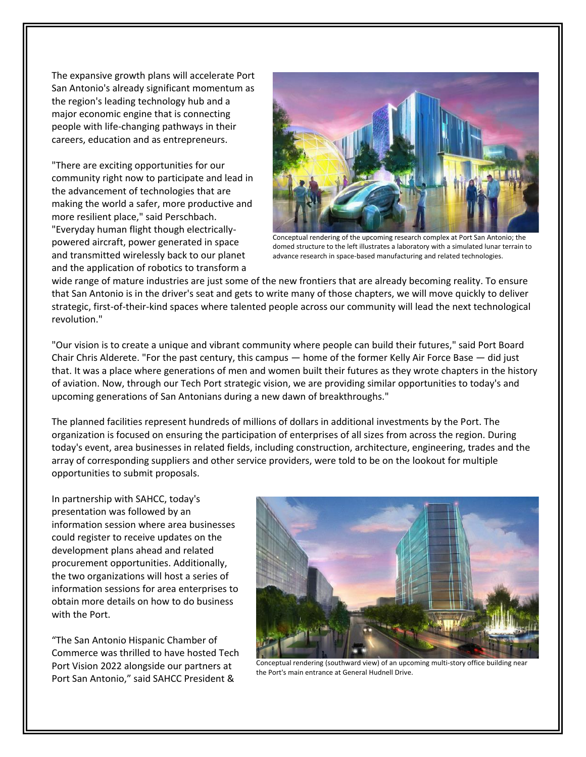The expansive growth plans will accelerate Port San Antonio's already significant momentum as the region's leading technology hub and a major economic engine that is connecting people with life-changing pathways in their careers, education and as entrepreneurs.

"There are exciting opportunities for our community right now to participate and lead in the advancement of technologies that are making the world a safer, more productive and more resilient place," said Perschbach. "Everyday human flight though electrically-powered aircraft, power generated in space and transmitted wirelessly back to our planet and the application of robotics to transform a wide range of mature industries are just some of the new frontiers that are already becoming reality. To ensure that San Antonio is in the driver's seat and gets to write many of those chapters, we will move quickly to deliver strategic, first-of-their-kind spaces where talented people across our community will lead the next technological revolution."

Conceptual rendering of the upcoming research complex at Port San Antonio; the domed structure to the left illustrates a laboratory with a simulated lunar terrain to advance research in space-based manufacturing and related technologies.

"Our vision is to create a unique and vibrant community where people can build their futures," said Port Board Chair Chris Alderete. "For the past century, this campus — home of the former Kelly Air Force Base — did just that. It was a place where generations of men and women built their futures as they wrote chapters in the history of aviation. Now, through our Tech Port strategic vision, we are providing similar opportunities to today's and upcoming generations of San Antonians during a new dawn of breakthroughs."

The planned facilities represent hundreds of millions of dollars in additional investments by the Port. The organization is focused on ensuring the participation of enterprises of all sizes from across the region. During today's event, area businesses in related fields, including construction, architecture, engineering, trades and the array of corresponding suppliers and other service providers, were told to be on the lookout for multiple opportunities to submit proposals.

In partnership with SAHCC, today's presentation was followed by an information session where area businesses could register to receive updates on the development plans ahead and related procurement opportunities. Additionally, the two organizations will host a series of information sessions for area enterprises to obtain more details on how to do business with the Port.

Conceptual rendering (southward view) of an upcoming multi-story office building near the Port's main entrance at General Hudnell Drive.

"The San Antonio Hispanic Chamber of Commerce was thrilled to have hosted Tech Port Vision 2022 alongside our partners at Port San Antonio," said SAHCC President &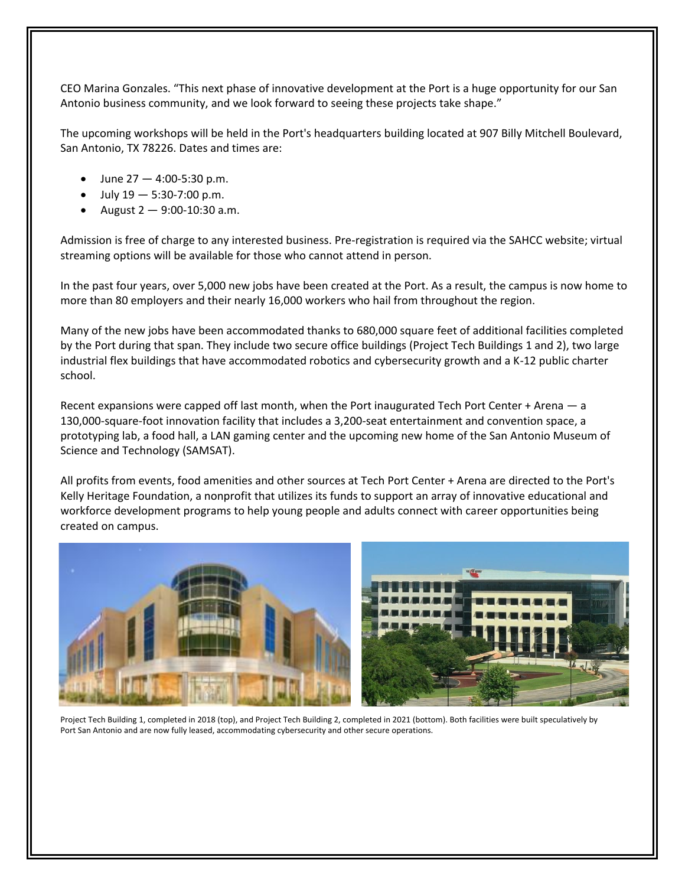CEO Marina Gonzales. "This next phase of innovative development at the Port is a huge opportunity for our San Antonio business community, and we look forward to seeing these projects take shape."

The upcoming workshops will be held in the Port's headquarters building located at 907 Billy Mitchell Boulevard, San Antonio, TX 78226. Dates and times are:

- June 27 — 4:00-5:30 p.m.
- July 19 — 5:30-7:00 p.m.
- August 2 — 9:00-10:30 a.m.

Admission is free of charge to any interested business. Pre-registration is required via the SAHCC website; virtual streaming options will be available for those who cannot attend in person.

In the past four years, over 5,000 new jobs have been created at the Port. As a result, the campus is now home to more than 80 employers and their nearly 16,000 workers who hail from throughout the region.

Many of the new jobs have been accommodated thanks to 680,000 square feet of additional facilities completed by the Port during that span. They include two secure office buildings (Project Tech Buildings 1 and 2), two large industrial flex buildings that have accommodated robotics and cybersecurity growth and a K-12 public charter school.

Recent expansions were capped off last month, when the Port inaugurated Tech Port Center + Arena — a 130,000-square-foot innovation facility that includes a 3,200-seat entertainment and convention space, a prototyping lab, a food hall, a LAN gaming center and the upcoming new home of the San Antonio Museum of Science and Technology (SAMSAT).

All profits from events, food amenities and other sources at Tech Port Center + Arena are directed to the Port's Kelly Heritage Foundation, a nonprofit that utilizes its funds to support an array of innovative educational and workforce development programs to help young people and adults connect with career opportunities being created on campus.

Project Tech Building 1, completed in 2018 (top), and Project Tech Building 2, completed in 2021 (bottom). Both facilities were built speculatively by Port San Antonio and are now fully leased, accommodating cybersecurity and other secure operations.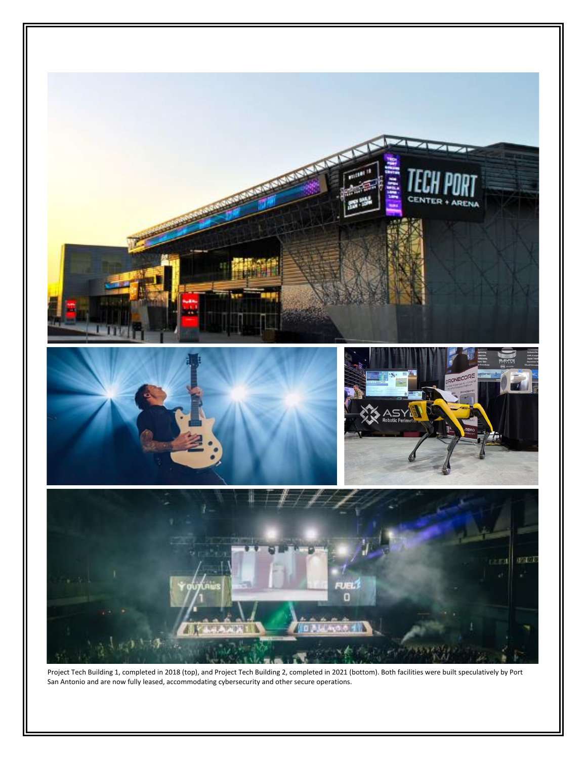Project Tech Building 1, completed in 2018 (top), and Project Tech Building 2, completed in 2021 (bottom). Both facilities were built speculatively by Port San Antonio and are now fully leased, accommodating cybersecurity and other secure operations.